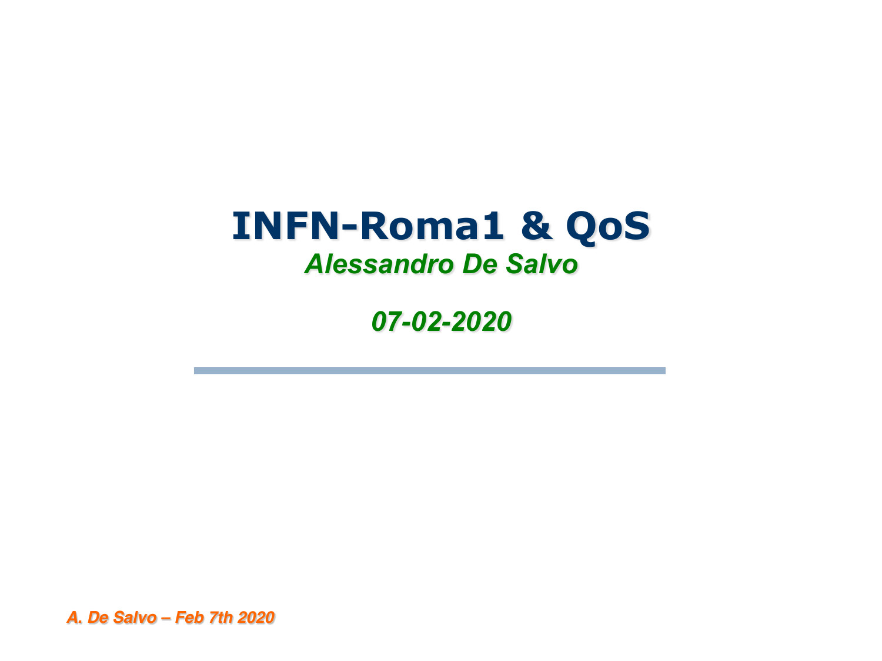# INFN-Roma1 & QoS

*Alessandro De Salvo*

*07-02-2020*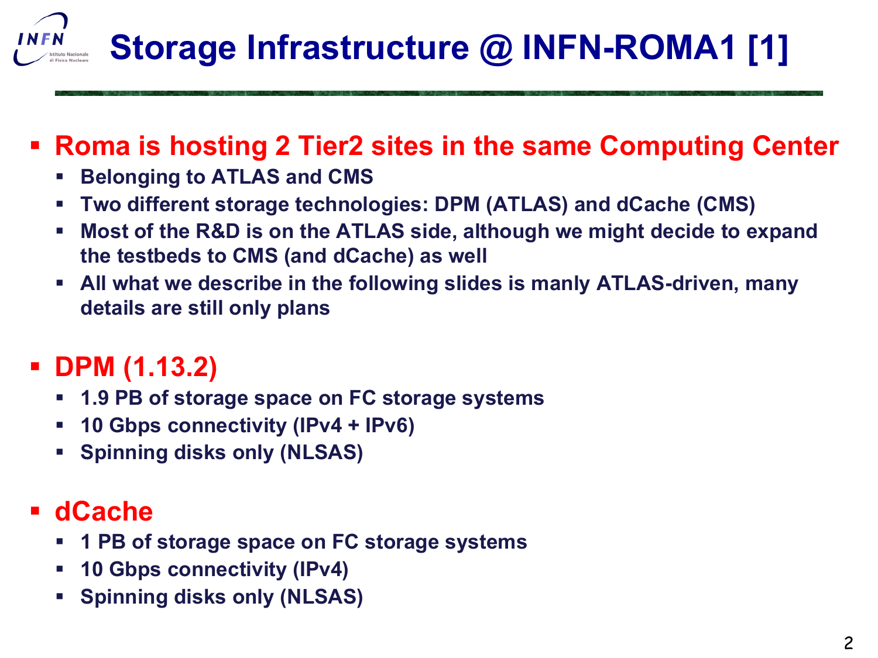# Storage Infrastructure @ INFN-ROMA1 [1]

- **Roma is hosting 2 Tier2 sites in the same Computing Center**
  - **Belonging to ATLAS and CMS**
  - **Two different storage technologies: DPM (ATLAS) and dCache (CMS)**
  - **Most of the R&D is on the ATLAS side, although we might decide to expand the testbeds to CMS (and dCache) as well**
  - **All what we describe in the following slides is manly ATLAS-driven, many details are still only plans**

- **DPM (1.13.2)**
  - **1.9 PB of storage space on FC storage systems**
  - **10 Gbps connectivity (IPv4 + IPv6)**
  - **Spinning disks only (NLSAS)**

- **dCache**
  - **1 PB of storage space on FC storage systems**
  - **10 Gbps connectivity (IPv4)**
  - **Spinning disks only (NLSAS)**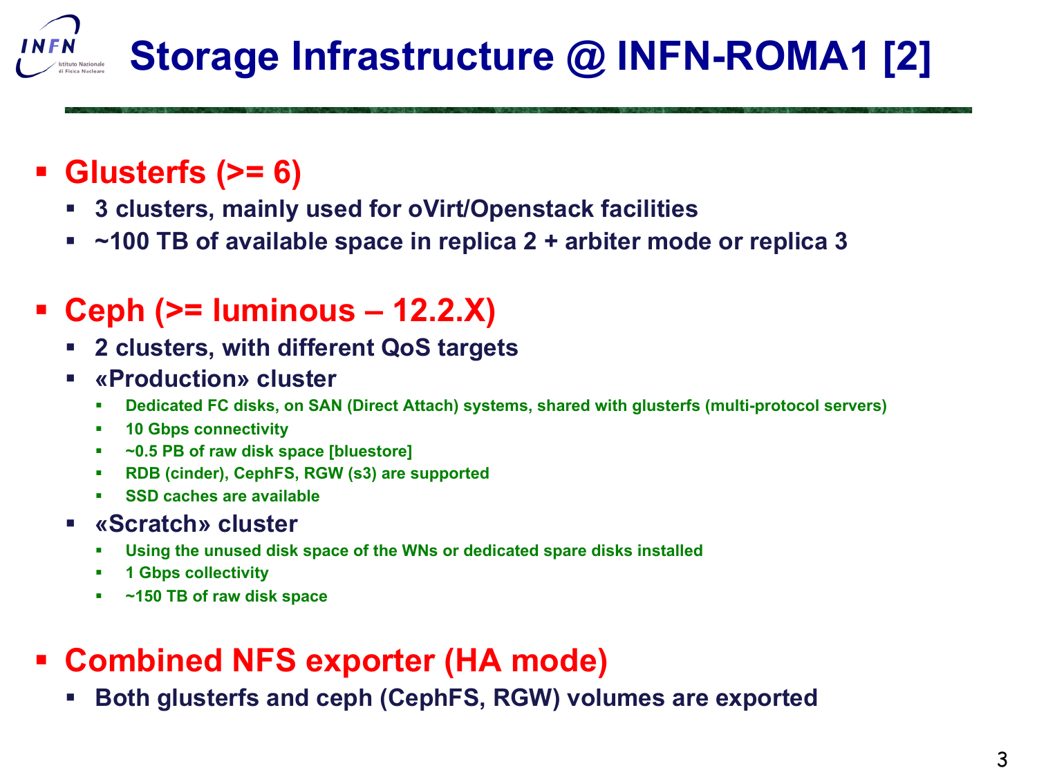# Storage Infrastructure @ INFN-ROMA1 [2]

- **Glusterfs (>= 6)**
  - **3 clusters, mainly used for oVirt/Openstack facilities**
  - **~100 TB of available space in replica 2 + arbiter mode or replica 3**

- **Ceph (>= luminous – 12.2.X)**
  - **2 clusters, with different QoS targets**
  - **«Production» cluster**
    - **Dedicated FC disks, on SAN (Direct Attach) systems, shared with glusterfs (multi-protocol servers)**
    - **10 Gbps connectivity**
    - **~0.5 PB of raw disk space [bluestore]**
    - **RDB (cinder), CephFS, RGW (s3) are supported**
    - **SSD caches are available**
  - **«Scratch» cluster**
    - **Using the unused disk space of the WNs or dedicated spare disks installed**
    - **1 Gbps collectivity**
    - **~150 TB of raw disk space**

- **Combined NFS exporter (HA mode)**
  - **Both glusterfs and ceph (CephFS, RGW) volumes are exported**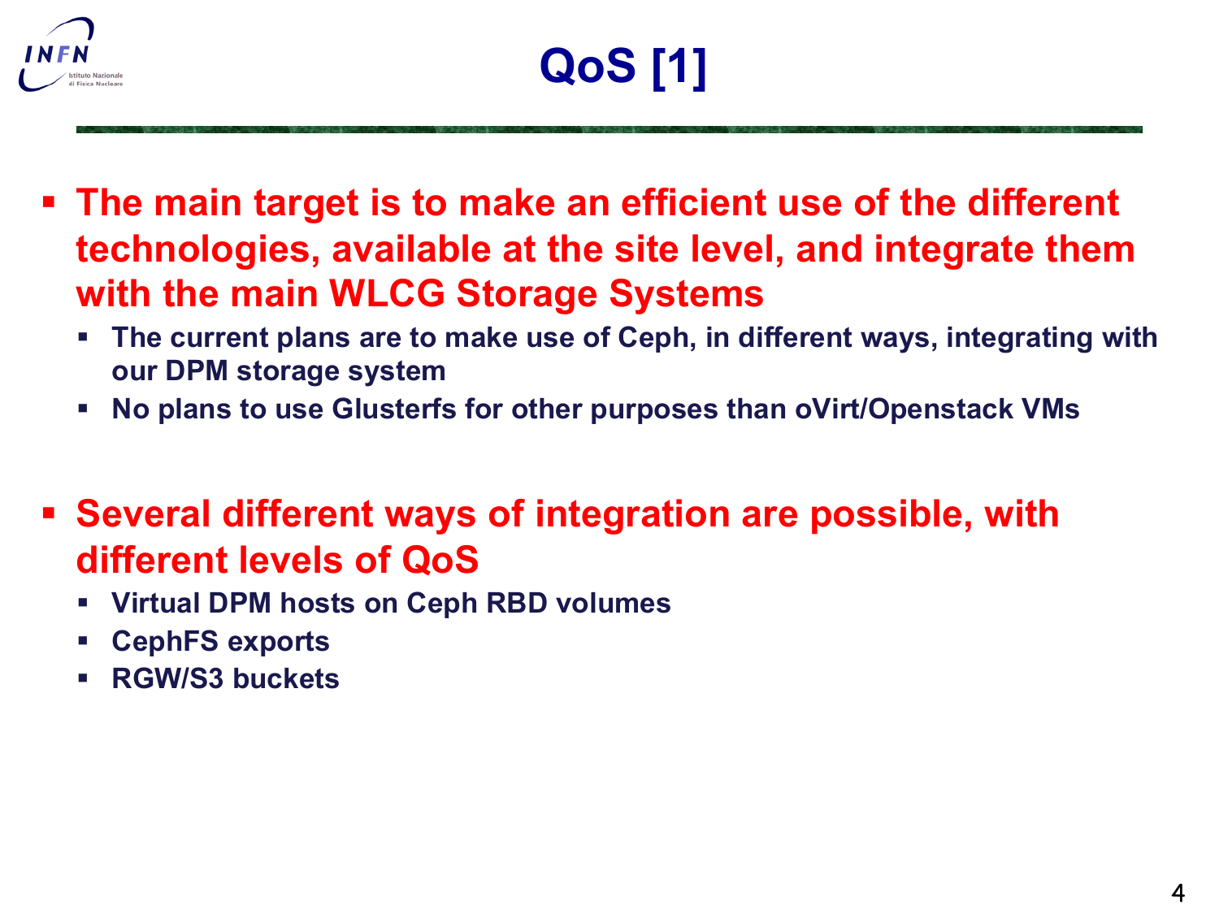# QoS [1]

- **The main target is to make an efficient use of the different technologies, available at the site level, and integrate them with the main WLCG Storage Systems**
  - **The current plans are to make use of Ceph, in different ways, integrating with our DPM storage system**
  - **No plans to use Glusterfs for other purposes than oVirt/Openstack VMs**

- **Several different ways of integration are possible, with different levels of QoS**
  - **Virtual DPM hosts on Ceph RBD volumes**
  - **CephFS exports**
  - **RGW/S3 buckets**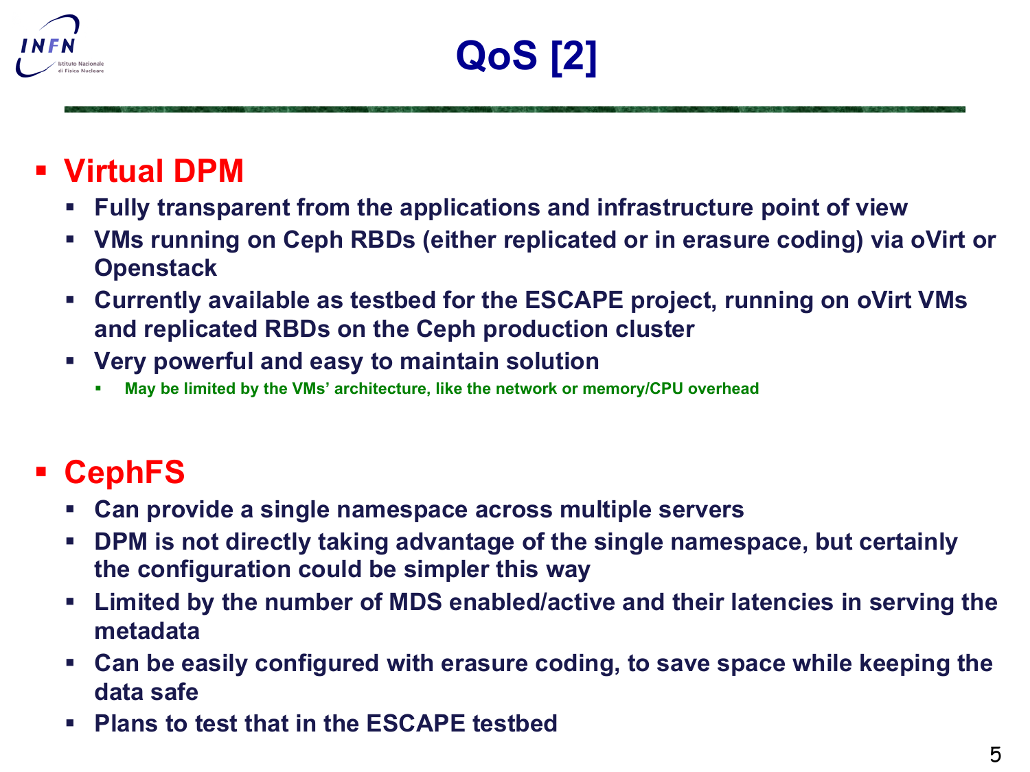# QoS [2]

- **Virtual DPM**
  - **Fully transparent from the applications and infrastructure point of view**
  - **VMs running on Ceph RBDs (either replicated or in erasure coding) via oVirt or Openstack**
  - **Currently available as testbed for the ESCAPE project, running on oVirt VMs and replicated RBDs on the Ceph production cluster**
  - **Very powerful and easy to maintain solution**
    - **May be limited by the VMs' architecture, like the network or memory/CPU overhead**

- **CephFS**
  - **Can provide a single namespace across multiple servers**
  - **DPM is not directly taking advantage of the single namespace, but certainly the configuration could be simpler this way**
  - **Limited by the number of MDS enabled/active and their latencies in serving the metadata**
  - **Can be easily configured with erasure coding, to save space while keeping the data safe**
  - **Plans to test that in the ESCAPE testbed**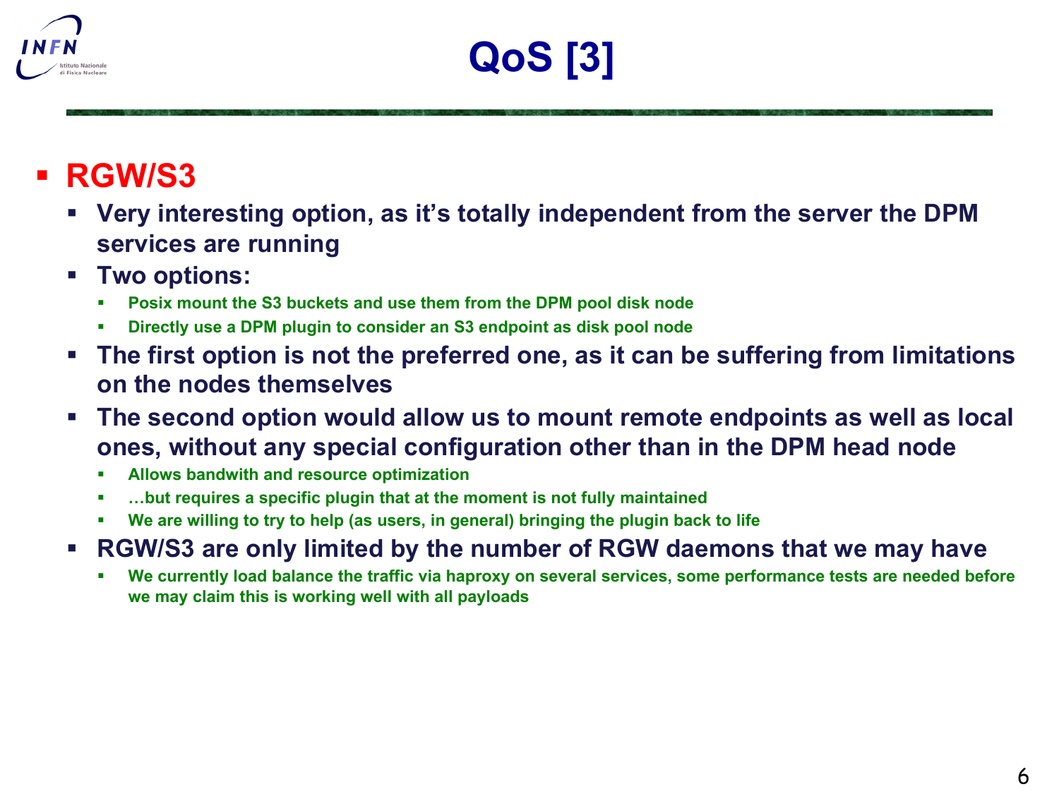# QoS [3]

- **RGW/S3**
  - **Very interesting option, as it's totally independent from the server the DPM services are running**
  - **Two options:**
    - **Posix mount the S3 buckets and use them from the DPM pool disk node**
    - **Directly use a DPM plugin to consider an S3 endpoint as disk pool node**
  - **The first option is not the preferred one, as it can be suffering from limitations on the nodes themselves**
  - **The second option would allow us to mount remote endpoints as well as local ones, without any special configuration other than in the DPM head node**
    - **Allows bandwith and resource optimization**
    - **…but requires a specific plugin that at the moment is not fully maintained**
    - **We are willing to try to help (as users, in general) bringing the plugin back to life**
  - **RGW/S3 are only limited by the number of RGW daemons that we may have**
    - **We currently load balance the traffic via haproxy on several services, some performance tests are needed before we may claim this is working well with all payloads**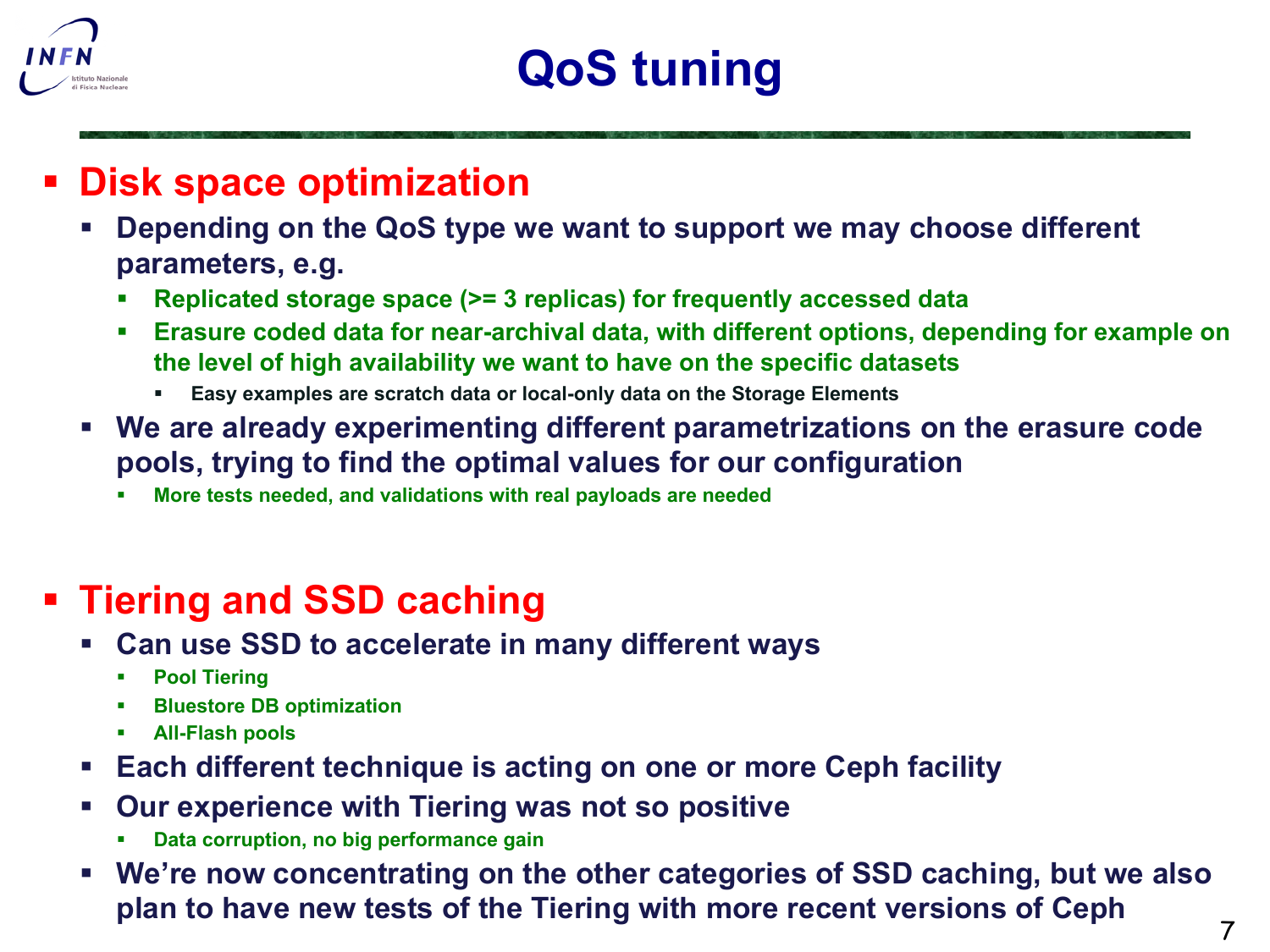# QoS tuning

- **Disk space optimization**
  - **Depending on the QoS type we want to support we may choose different parameters, e.g.**
    - **Replicated storage space (>= 3 replicas) for frequently accessed data**
    - **Erasure coded data for near-archival data, with different options, depending for example on the level of high availability we want to have on the specific datasets**
      - **Easy examples are scratch data or local-only data on the Storage Elements**
  - **We are already experimenting different parametrizations on the erasure code pools, trying to find the optimal values for our configuration**
    - **More tests needed, and validations with real payloads are needed**

- **Tiering and SSD caching**
  - **Can use SSD to accelerate in many different ways**
    - **Pool Tiering**
    - **Bluestore DB optimization**
    - **All-Flash pools**
  - **Each different technique is acting on one or more Ceph facility**
  - **Our experience with Tiering was not so positive**
    - **Data corruption, no big performance gain**
  - **We're now concentrating on the other categories of SSD caching, but we also plan to have new tests of the Tiering with more recent versions of Ceph**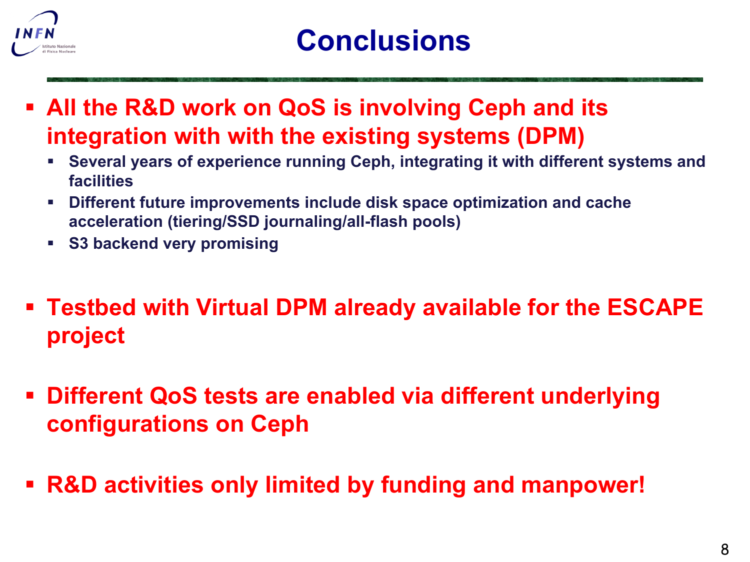# Conclusions

- **All the R&D work on QoS is involving Ceph and its integration with with the existing systems (DPM)**
  - **Several years of experience running Ceph, integrating it with different systems and facilities**
  - **Different future improvements include disk space optimization and cache acceleration (tiering/SSD journaling/all-flash pools)**
  - **S3 backend very promising**

- **Testbed with Virtual DPM already available for the ESCAPE project**

- **Different QoS tests are enabled via different underlying configurations on Ceph**

- **R&D activities only limited by funding and manpower!**